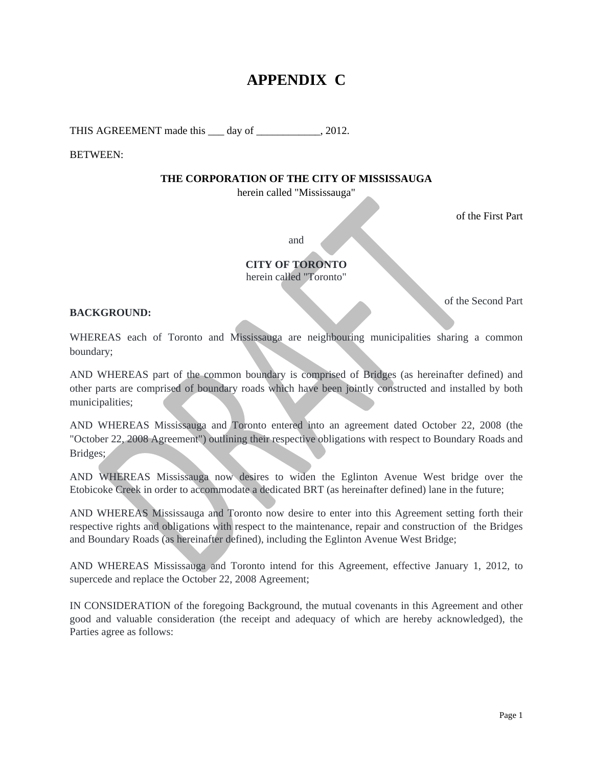# APPENDIX C

THIS AGREEMENT made this ___ day of ____________, 2012.

BETWEEN:

**THE CORPORATION OF THE CITY OF MISSISSAUGA**
herein called "Mississauga"

of the First Part

and

**CITY OF TORONTO**
herein called "Toronto"

of the Second Part

**BACKGROUND:**

WHEREAS each of Toronto and Mississauga are neighbouring municipalities sharing a common boundary;

AND WHEREAS part of the common boundary is comprised of Bridges (as hereinafter defined) and other parts are comprised of boundary roads which have been jointly constructed and installed by both municipalities;

AND WHEREAS Mississauga and Toronto entered into an agreement dated October 22, 2008 (the "October 22, 2008 Agreement") outlining their respective obligations with respect to Boundary Roads and Bridges;

AND WHEREAS Mississauga now desires to widen the Eglinton Avenue West bridge over the Etobicoke Creek in order to accommodate a dedicated BRT (as hereinafter defined) lane in the future;

AND WHEREAS Mississauga and Toronto now desire to enter into this Agreement setting forth their respective rights and obligations with respect to the maintenance, repair and construction of the Bridges and Boundary Roads (as hereinafter defined), including the Eglinton Avenue West Bridge;

AND WHEREAS Mississauga and Toronto intend for this Agreement, effective January 1, 2012, to supercede and replace the October 22, 2008 Agreement;

IN CONSIDERATION of the foregoing Background, the mutual covenants in this Agreement and other good and valuable consideration (the receipt and adequacy of which are hereby acknowledged), the Parties agree as follows: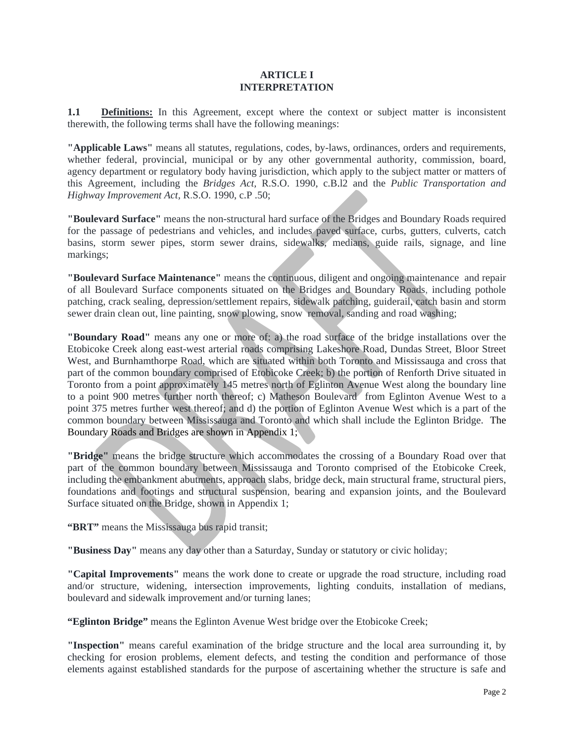# ARTICLE I
# INTERPRETATION

**1.1 Definitions:** In this Agreement, except where the context or subject matter is inconsistent therewith, the following terms shall have the following meanings:

**"Applicable Laws"** means all statutes, regulations, codes, by-laws, ordinances, orders and requirements, whether federal, provincial, municipal or by any other governmental authority, commission, board, agency department or regulatory body having jurisdiction, which apply to the subject matter or matters of this Agreement, including the *Bridges Act*, R.S.O. 1990, c.B.l2 and the *Public Transportation and Highway Improvement Act*, R.S.O. 1990, c.P .50;

**"Boulevard Surface"** means the non-structural hard surface of the Bridges and Boundary Roads required for the passage of pedestrians and vehicles, and includes paved surface, curbs, gutters, culverts, catch basins, storm sewer pipes, storm sewer drains, sidewalks, medians, guide rails, signage, and line markings;

**"Boulevard Surface Maintenance"** means the continuous, diligent and ongoing maintenance and repair of all Boulevard Surface components situated on the Bridges and Boundary Roads, including pothole patching, crack sealing, depression/settlement repairs, sidewalk patching, guiderail, catch basin and storm sewer drain clean out, line painting, snow plowing, snow removal, sanding and road washing;

**"Boundary Road"** means any one or more of: a) the road surface of the bridge installations over the Etobicoke Creek along east-west arterial roads comprising Lakeshore Road, Dundas Street, Bloor Street West, and Burnhamthorpe Road, which are situated within both Toronto and Mississauga and cross that part of the common boundary comprised of Etobicoke Creek; b) the portion of Renforth Drive situated in Toronto from a point approximately 145 metres north of Eglinton Avenue West along the boundary line to a point 900 metres further north thereof; c) Matheson Boulevard from Eglinton Avenue West to a point 375 metres further west thereof; and d) the portion of Eglinton Avenue West which is a part of the common boundary between Mississauga and Toronto and which shall include the Eglinton Bridge. The Boundary Roads and Bridges are shown in Appendix 1;

**"Bridge"** means the bridge structure which accommodates the crossing of a Boundary Road over that part of the common boundary between Mississauga and Toronto comprised of the Etobicoke Creek, including the embankment abutments, approach slabs, bridge deck, main structural frame, structural piers, foundations and footings and structural suspension, bearing and expansion joints, and the Boulevard Surface situated on the Bridge, shown in Appendix 1;

**"BRT"** means the Mississauga bus rapid transit;

**"Business Day"** means any day other than a Saturday, Sunday or statutory or civic holiday;

**"Capital Improvements"** means the work done to create or upgrade the road structure, including road and/or structure, widening, intersection improvements, lighting conduits, installation of medians, boulevard and sidewalk improvement and/or turning lanes;

**"Eglinton Bridge"** means the Eglinton Avenue West bridge over the Etobicoke Creek;

**"Inspection"** means careful examination of the bridge structure and the local area surrounding it, by checking for erosion problems, element defects, and testing the condition and performance of those elements against established standards for the purpose of ascertaining whether the structure is safe and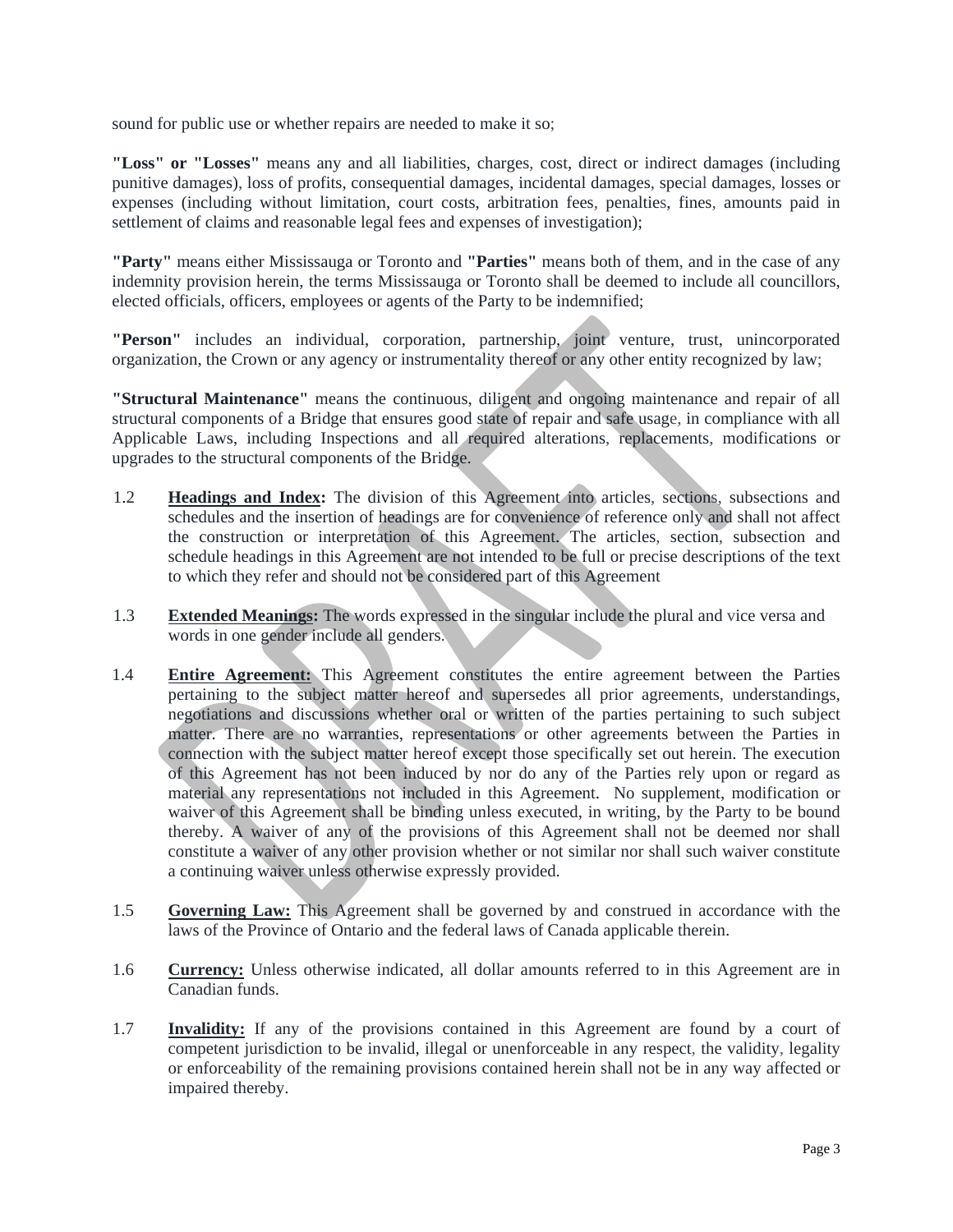sound for public use or whether repairs are needed to make it so;

**"Loss" or "Losses"** means any and all liabilities, charges, cost, direct or indirect damages (including punitive damages), loss of profits, consequential damages, incidental damages, special damages, losses or expenses (including without limitation, court costs, arbitration fees, penalties, fines, amounts paid in settlement of claims and reasonable legal fees and expenses of investigation);

**"Party"** means either Mississauga or Toronto and **"Parties"** means both of them, and in the case of any indemnity provision herein, the terms Mississauga or Toronto shall be deemed to include all councillors, elected officials, officers, employees or agents of the Party to be indemnified;

**"Person"** includes an individual, corporation, partnership, joint venture, trust, unincorporated organization, the Crown or any agency or instrumentality thereof or any other entity recognized by law;

**"Structural Maintenance"** means the continuous, diligent and ongoing maintenance and repair of all structural components of a Bridge that ensures good state of repair and safe usage, in compliance with all Applicable Laws, including Inspections and all required alterations, replacements, modifications or upgrades to the structural components of the Bridge.

1.2 **Headings and Index:** The division of this Agreement into articles, sections, subsections and schedules and the insertion of headings are for convenience of reference only and shall not affect the construction or interpretation of this Agreement. The articles, section, subsection and schedule headings in this Agreement are not intended to be full or precise descriptions of the text to which they refer and should not be considered part of this Agreement

1.3 **Extended Meanings:** The words expressed in the singular include the plural and vice versa and words in one gender include all genders.

1.4 **Entire Agreement:** This Agreement constitutes the entire agreement between the Parties pertaining to the subject matter hereof and supersedes all prior agreements, understandings, negotiations and discussions whether oral or written of the parties pertaining to such subject matter. There are no warranties, representations or other agreements between the Parties in connection with the subject matter hereof except those specifically set out herein. The execution of this Agreement has not been induced by nor do any of the Parties rely upon or regard as material any representations not included in this Agreement. No supplement, modification or waiver of this Agreement shall be binding unless executed, in writing, by the Party to be bound thereby. A waiver of any of the provisions of this Agreement shall not be deemed nor shall constitute a waiver of any other provision whether or not similar nor shall such waiver constitute a continuing waiver unless otherwise expressly provided.

1.5 **Governing Law:** This Agreement shall be governed by and construed in accordance with the laws of the Province of Ontario and the federal laws of Canada applicable therein.

1.6 **Currency:** Unless otherwise indicated, all dollar amounts referred to in this Agreement are in Canadian funds.

1.7 **Invalidity:** If any of the provisions contained in this Agreement are found by a court of competent jurisdiction to be invalid, illegal or unenforceable in any respect, the validity, legality or enforceability of the remaining provisions contained herein shall not be in any way affected or impaired thereby.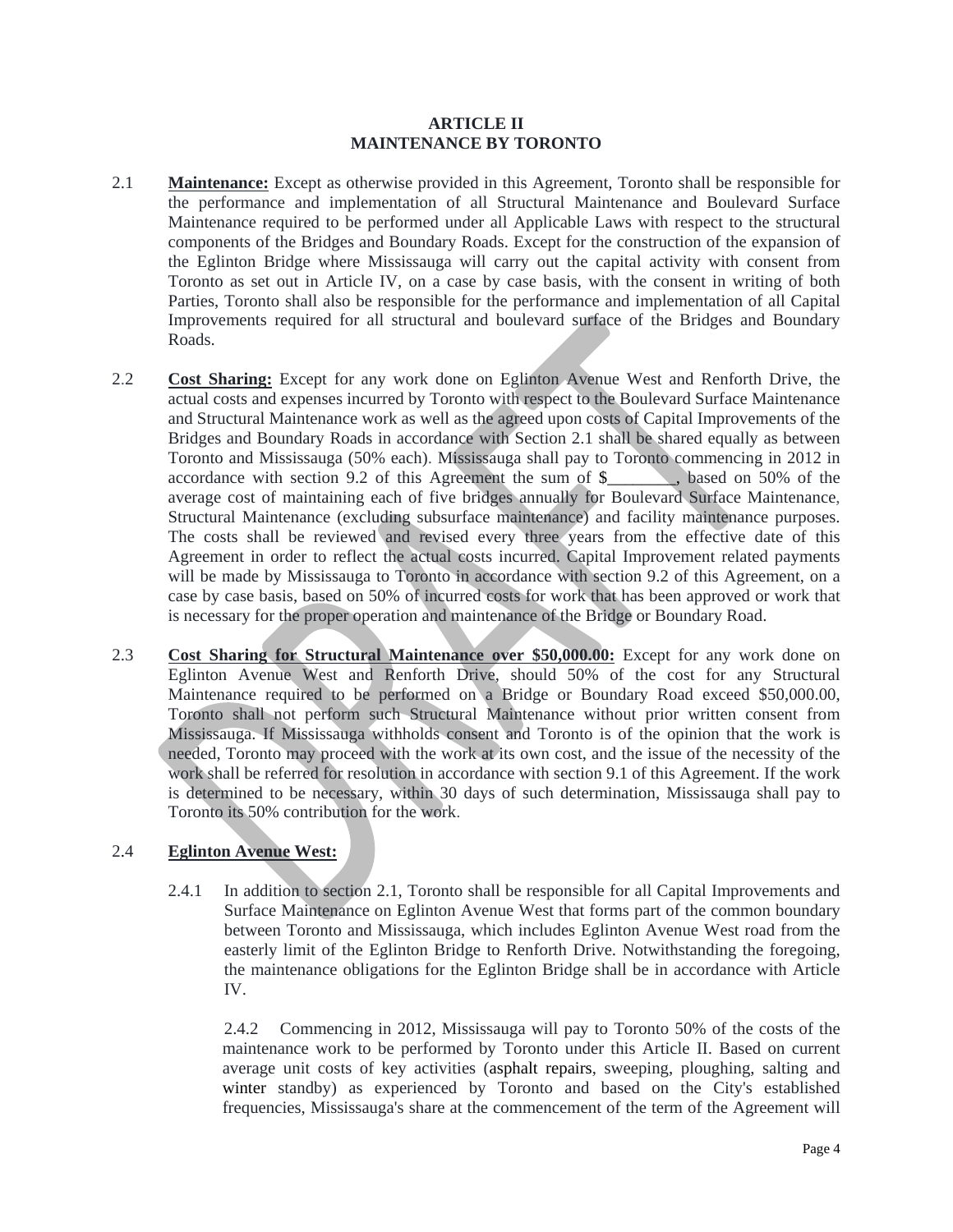## ARTICLE II
## MAINTENANCE BY TORONTO

2.1 **Maintenance:** Except as otherwise provided in this Agreement, Toronto shall be responsible for the performance and implementation of all Structural Maintenance and Boulevard Surface Maintenance required to be performed under all Applicable Laws with respect to the structural components of the Bridges and Boundary Roads. Except for the construction of the expansion of the Eglinton Bridge where Mississauga will carry out the capital activity with consent from Toronto as set out in Article IV, on a case by case basis, with the consent in writing of both Parties, Toronto shall also be responsible for the performance and implementation of all Capital Improvements required for all structural and boulevard surface of the Bridges and Boundary Roads.

2.2 **Cost Sharing:** Except for any work done on Eglinton Avenue West and Renforth Drive, the actual costs and expenses incurred by Toronto with respect to the Boulevard Surface Maintenance and Structural Maintenance work as well as the agreed upon costs of Capital Improvements of the Bridges and Boundary Roads in accordance with Section 2.1 shall be shared equally as between Toronto and Mississauga (50% each). Mississauga shall pay to Toronto commencing in 2012 in accordance with section 9.2 of this Agreement the sum of $________, based on 50% of the average cost of maintaining each of five bridges annually for Boulevard Surface Maintenance, Structural Maintenance (excluding subsurface maintenance) and facility maintenance purposes. The costs shall be reviewed and revised every three years from the effective date of this Agreement in order to reflect the actual costs incurred. Capital Improvement related payments will be made by Mississauga to Toronto in accordance with section 9.2 of this Agreement, on a case by case basis, based on 50% of incurred costs for work that has been approved or work that is necessary for the proper operation and maintenance of the Bridge or Boundary Road.

2.3 **Cost Sharing for Structural Maintenance over $50,000.00:** Except for any work done on Eglinton Avenue West and Renforth Drive, should 50% of the cost for any Structural Maintenance required to be performed on a Bridge or Boundary Road exceed $50,000.00, Toronto shall not perform such Structural Maintenance without prior written consent from Mississauga. If Mississauga withholds consent and Toronto is of the opinion that the work is needed, Toronto may proceed with the work at its own cost, and the issue of the necessity of the work shall be referred for resolution in accordance with section 9.1 of this Agreement. If the work is determined to be necessary, within 30 days of such determination, Mississauga shall pay to Toronto its 50% contribution for the work.

2.4 **Eglinton Avenue West:**

2.4.1 In addition to section 2.1, Toronto shall be responsible for all Capital Improvements and Surface Maintenance on Eglinton Avenue West that forms part of the common boundary between Toronto and Mississauga, which includes Eglinton Avenue West road from the easterly limit of the Eglinton Bridge to Renforth Drive. Notwithstanding the foregoing, the maintenance obligations for the Eglinton Bridge shall be in accordance with Article IV.

2.4.2 Commencing in 2012, Mississauga will pay to Toronto 50% of the costs of the maintenance work to be performed by Toronto under this Article II. Based on current average unit costs of key activities (asphalt repairs, sweeping, ploughing, salting and winter standby) as experienced by Toronto and based on the City's established frequencies, Mississauga's share at the commencement of the term of the Agreement will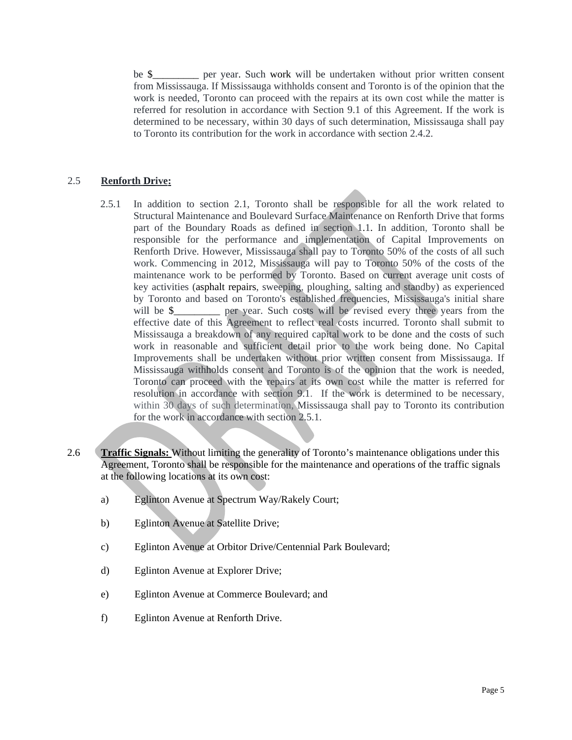be $_________ per year. Such work will be undertaken without prior written consent from Mississauga. If Mississauga withholds consent and Toronto is of the opinion that the work is needed, Toronto can proceed with the repairs at its own cost while the matter is referred for resolution in accordance with Section 9.1 of this Agreement. If the work is determined to be necessary, within 30 days of such determination, Mississauga shall pay to Toronto its contribution for the work in accordance with section 2.4.2.

2.5 **Renforth Drive:**

2.5.1 In addition to section 2.1, Toronto shall be responsible for all the work related to Structural Maintenance and Boulevard Surface Maintenance on Renforth Drive that forms part of the Boundary Roads as defined in section 1.1. In addition, Toronto shall be responsible for the performance and implementation of Capital Improvements on Renforth Drive. However, Mississauga shall pay to Toronto 50% of the costs of all such work. Commencing in 2012, Mississauga will pay to Toronto 50% of the costs of the maintenance work to be performed by Toronto. Based on current average unit costs of key activities (asphalt repairs, sweeping, ploughing, salting and standby) as experienced by Toronto and based on Toronto's established frequencies, Mississauga's initial share will be $_________ per year. Such costs will be revised every three years from the effective date of this Agreement to reflect real costs incurred. Toronto shall submit to Mississauga a breakdown of any required capital work to be done and the costs of such work in reasonable and sufficient detail prior to the work being done. No Capital Improvements shall be undertaken without prior written consent from Mississauga. If Mississauga withholds consent and Toronto is of the opinion that the work is needed, Toronto can proceed with the repairs at its own cost while the matter is referred for resolution in accordance with section 9.1. If the work is determined to be necessary, within 30 days of such determination, Mississauga shall pay to Toronto its contribution for the work in accordance with section 2.5.1.

2.6 **Traffic Signals:** Without limiting the generality of Toronto's maintenance obligations under this Agreement, Toronto shall be responsible for the maintenance and operations of the traffic signals at the following locations at its own cost:

a) Eglinton Avenue at Spectrum Way/Rakely Court;

b) Eglinton Avenue at Satellite Drive;

c) Eglinton Avenue at Orbitor Drive/Centennial Park Boulevard;

d) Eglinton Avenue at Explorer Drive;

e) Eglinton Avenue at Commerce Boulevard; and

f) Eglinton Avenue at Renforth Drive.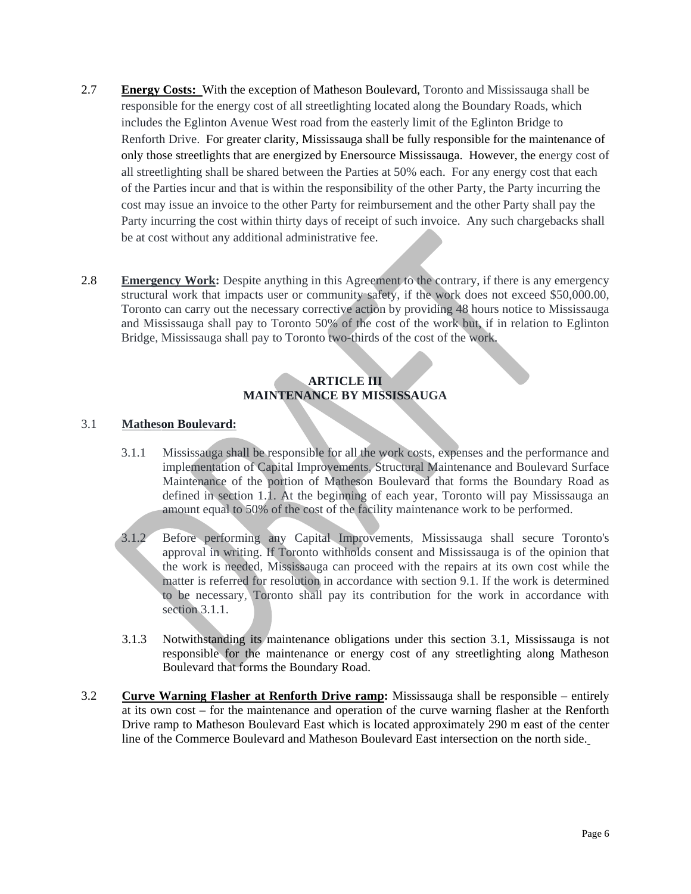2.7 **Energy Costs:** With the exception of Matheson Boulevard, Toronto and Mississauga shall be responsible for the energy cost of all streetlighting located along the Boundary Roads, which includes the Eglinton Avenue West road from the easterly limit of the Eglinton Bridge to Renforth Drive. For greater clarity, Mississauga shall be fully responsible for the maintenance of only those streetlights that are energized by Enersource Mississauga. However, the energy cost of all streetlighting shall be shared between the Parties at 50% each. For any energy cost that each of the Parties incur and that is within the responsibility of the other Party, the Party incurring the cost may issue an invoice to the other Party for reimbursement and the other Party shall pay the Party incurring the cost within thirty days of receipt of such invoice. Any such chargebacks shall be at cost without any additional administrative fee.

2.8 **Emergency Work:** Despite anything in this Agreement to the contrary, if there is any emergency structural work that impacts user or community safety, if the work does not exceed $50,000.00, Toronto can carry out the necessary corrective action by providing 48 hours notice to Mississauga and Mississauga shall pay to Toronto 50% of the cost of the work but, if in relation to Eglinton Bridge, Mississauga shall pay to Toronto two-thirds of the cost of the work.

## ARTICLE III
## MAINTENANCE BY MISSISSAUGA

3.1 **Matheson Boulevard:**

3.1.1 Mississauga shall be responsible for all the work costs, expenses and the performance and implementation of Capital Improvements, Structural Maintenance and Boulevard Surface Maintenance of the portion of Matheson Boulevard that forms the Boundary Road as defined in section 1.1. At the beginning of each year, Toronto will pay Mississauga an amount equal to 50% of the cost of the facility maintenance work to be performed.

3.1.2 Before performing any Capital Improvements, Mississauga shall secure Toronto's approval in writing. If Toronto withholds consent and Mississauga is of the opinion that the work is needed, Mississauga can proceed with the repairs at its own cost while the matter is referred for resolution in accordance with section 9.1. If the work is determined to be necessary, Toronto shall pay its contribution for the work in accordance with section 3.1.1.

3.1.3 Notwithstanding its maintenance obligations under this section 3.1, Mississauga is not responsible for the maintenance or energy cost of any streetlighting along Matheson Boulevard that forms the Boundary Road.

3.2 **Curve Warning Flasher at Renforth Drive ramp:** Mississauga shall be responsible – entirely at its own cost – for the maintenance and operation of the curve warning flasher at the Renforth Drive ramp to Matheson Boulevard East which is located approximately 290 m east of the center line of the Commerce Boulevard and Matheson Boulevard East intersection on the north side.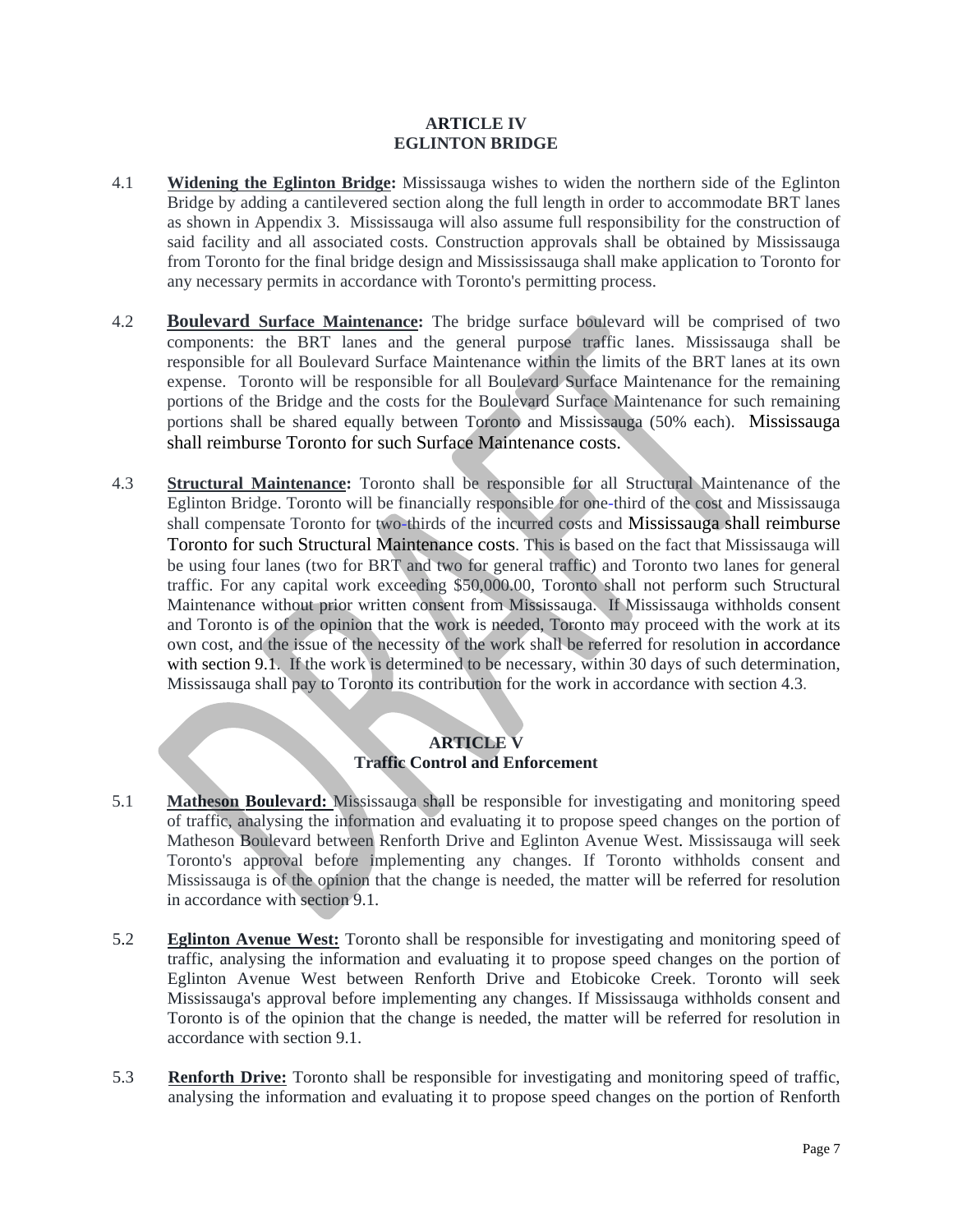## ARTICLE IV
## EGLINTON BRIDGE

4.1 **Widening the Eglinton Bridge:** Mississauga wishes to widen the northern side of the Eglinton Bridge by adding a cantilevered section along the full length in order to accommodate BRT lanes as shown in Appendix 3. Mississauga will also assume full responsibility for the construction of said facility and all associated costs. Construction approvals shall be obtained by Mississauga from Toronto for the final bridge design and Missississauga shall make application to Toronto for any necessary permits in accordance with Toronto's permitting process.

4.2 **Boulevard Surface Maintenance:** The bridge surface boulevard will be comprised of two components: the BRT lanes and the general purpose traffic lanes. Mississauga shall be responsible for all Boulevard Surface Maintenance within the limits of the BRT lanes at its own expense. Toronto will be responsible for all Boulevard Surface Maintenance for the remaining portions of the Bridge and the costs for the Boulevard Surface Maintenance for such remaining portions shall be shared equally between Toronto and Mississauga (50% each). Mississauga shall reimburse Toronto for such Surface Maintenance costs.

4.3 **Structural Maintenance:** Toronto shall be responsible for all Structural Maintenance of the Eglinton Bridge. Toronto will be financially responsible for one-third of the cost and Mississauga shall compensate Toronto for two-thirds of the incurred costs and Mississauga shall reimburse Toronto for such Structural Maintenance costs. This is based on the fact that Mississauga will be using four lanes (two for BRT and two for general traffic) and Toronto two lanes for general traffic. For any capital work exceeding $50,000.00, Toronto shall not perform such Structural Maintenance without prior written consent from Mississauga. If Mississauga withholds consent and Toronto is of the opinion that the work is needed, Toronto may proceed with the work at its own cost, and the issue of the necessity of the work shall be referred for resolution in accordance with section 9.1. If the work is determined to be necessary, within 30 days of such determination, Mississauga shall pay to Toronto its contribution for the work in accordance with section 4.3.

## ARTICLE V
## Traffic Control and Enforcement

5.1 **Matheson Boulevard:** Mississauga shall be responsible for investigating and monitoring speed of traffic, analysing the information and evaluating it to propose speed changes on the portion of Matheson Boulevard between Renforth Drive and Eglinton Avenue West. Mississauga will seek Toronto's approval before implementing any changes. If Toronto withholds consent and Mississauga is of the opinion that the change is needed, the matter will be referred for resolution in accordance with section 9.1.

5.2 **Eglinton Avenue West:** Toronto shall be responsible for investigating and monitoring speed of traffic, analysing the information and evaluating it to propose speed changes on the portion of Eglinton Avenue West between Renforth Drive and Etobicoke Creek. Toronto will seek Mississauga's approval before implementing any changes. If Mississauga withholds consent and Toronto is of the opinion that the change is needed, the matter will be referred for resolution in accordance with section 9.1.

5.3 **Renforth Drive:** Toronto shall be responsible for investigating and monitoring speed of traffic, analysing the information and evaluating it to propose speed changes on the portion of Renforth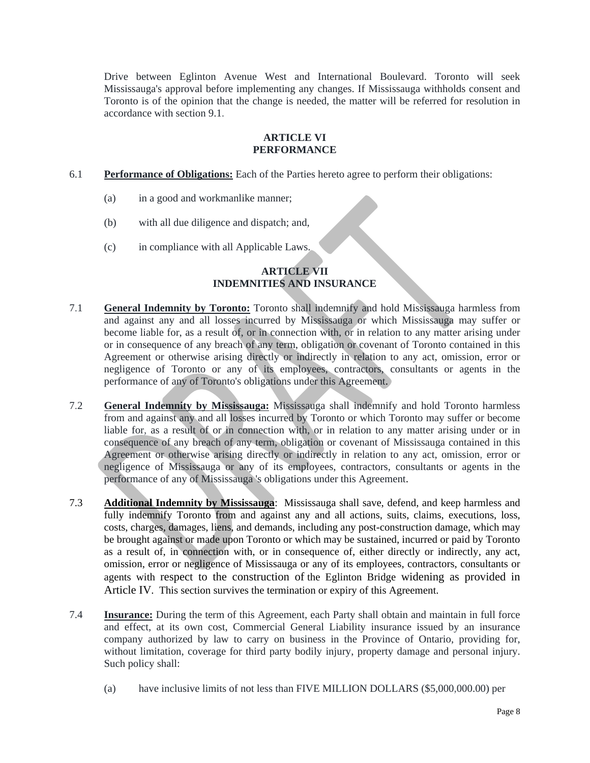Drive between Eglinton Avenue West and International Boulevard. Toronto will seek Mississauga's approval before implementing any changes. If Mississauga withholds consent and Toronto is of the opinion that the change is needed, the matter will be referred for resolution in accordance with section 9.1.

## ARTICLE VI
## PERFORMANCE

6.1 **Performance of Obligations:** Each of the Parties hereto agree to perform their obligations:

(a) in a good and workmanlike manner;

(b) with all due diligence and dispatch; and,

(c) in compliance with all Applicable Laws.

## ARTICLE VII
## INDEMNITIES AND INSURANCE

7.1 **General Indemnity by Toronto:** Toronto shall indemnify and hold Mississauga harmless from and against any and all losses incurred by Mississauga or which Mississauga may suffer or become liable for, as a result of, or in connection with, or in relation to any matter arising under or in consequence of any breach of any term, obligation or covenant of Toronto contained in this Agreement or otherwise arising directly or indirectly in relation to any act, omission, error or negligence of Toronto or any of its employees, contractors, consultants or agents in the performance of any of Toronto's obligations under this Agreement.

7.2 **General Indemnity by Mississauga:** Mississauga shall indemnify and hold Toronto harmless from and against any and all losses incurred by Toronto or which Toronto may suffer or become liable for, as a result of or in connection with, or in relation to any matter arising under or in consequence of any breach of any term, obligation or covenant of Mississauga contained in this Agreement or otherwise arising directly or indirectly in relation to any act, omission, error or negligence of Mississauga or any of its employees, contractors, consultants or agents in the performance of any of Mississauga 's obligations under this Agreement.

7.3 **Additional Indemnity by Mississauga**: Mississauga shall save, defend, and keep harmless and fully indemnify Toronto from and against any and all actions, suits, claims, executions, loss, costs, charges, damages, liens, and demands, including any post-construction damage, which may be brought against or made upon Toronto or which may be sustained, incurred or paid by Toronto as a result of, in connection with, or in consequence of, either directly or indirectly, any act, omission, error or negligence of Mississauga or any of its employees, contractors, consultants or agents with respect to the construction of the Eglinton Bridge widening as provided in Article IV. This section survives the termination or expiry of this Agreement.

7.4 **Insurance:** During the term of this Agreement, each Party shall obtain and maintain in full force and effect, at its own cost, Commercial General Liability insurance issued by an insurance company authorized by law to carry on business in the Province of Ontario, providing for, without limitation, coverage for third party bodily injury, property damage and personal injury. Such policy shall:

(a) have inclusive limits of not less than FIVE MILLION DOLLARS ($5,000,000.00) per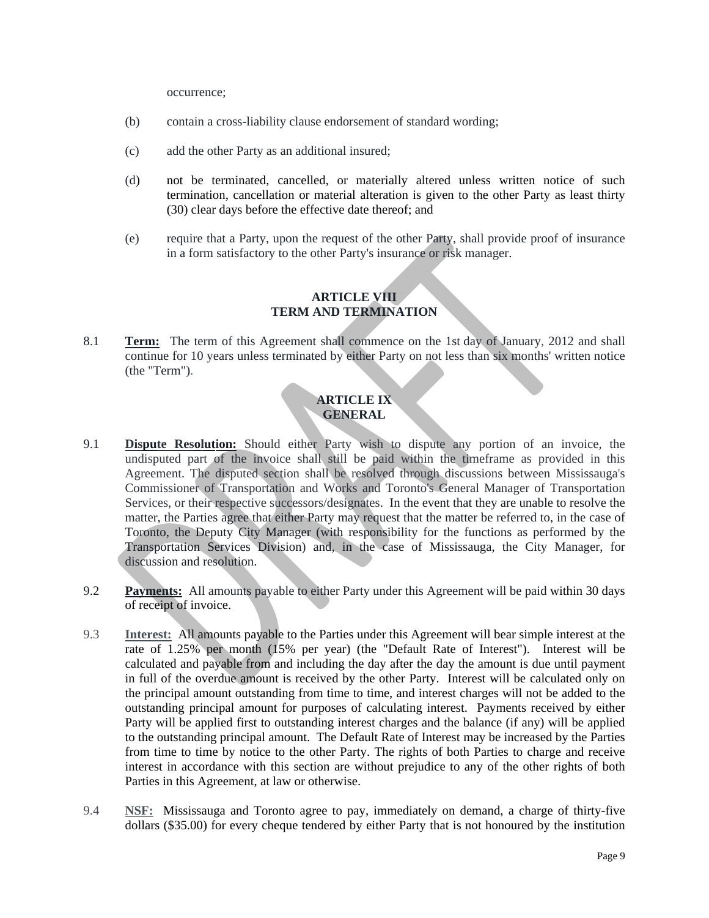occurrence;

(b) contain a cross-liability clause endorsement of standard wording;

(c) add the other Party as an additional insured;

(d) not be terminated, cancelled, or materially altered unless written notice of such termination, cancellation or material alteration is given to the other Party as least thirty (30) clear days before the effective date thereof; and

(e) require that a Party, upon the request of the other Party, shall provide proof of insurance in a form satisfactory to the other Party's insurance or risk manager.

## ARTICLE VIII
## TERM AND TERMINATION

8.1 **Term:** The term of this Agreement shall commence on the 1st day of January, 2012 and shall continue for 10 years unless terminated by either Party on not less than six months' written notice (the "Term").

## ARTICLE IX
## GENERAL

9.1 **Dispute Resolution:** Should either Party wish to dispute any portion of an invoice, the undisputed part of the invoice shall still be paid within the timeframe as provided in this Agreement. The disputed section shall be resolved through discussions between Mississauga's Commissioner of Transportation and Works and Toronto's General Manager of Transportation Services, or their respective successors/designates. In the event that they are unable to resolve the matter, the Parties agree that either Party may request that the matter be referred to, in the case of Toronto, the Deputy City Manager (with responsibility for the functions as performed by the Transportation Services Division) and, in the case of Mississauga, the City Manager, for discussion and resolution.

9.2 **Payments:** All amounts payable to either Party under this Agreement will be paid within 30 days of receipt of invoice.

9.3 **Interest:** All amounts payable to the Parties under this Agreement will bear simple interest at the rate of 1.25% per month (15% per year) (the "Default Rate of Interest"). Interest will be calculated and payable from and including the day after the day the amount is due until payment in full of the overdue amount is received by the other Party. Interest will be calculated only on the principal amount outstanding from time to time, and interest charges will not be added to the outstanding principal amount for purposes of calculating interest. Payments received by either Party will be applied first to outstanding interest charges and the balance (if any) will be applied to the outstanding principal amount. The Default Rate of Interest may be increased by the Parties from time to time by notice to the other Party. The rights of both Parties to charge and receive interest in accordance with this section are without prejudice to any of the other rights of both Parties in this Agreement, at law or otherwise.

9.4 **NSF:** Mississauga and Toronto agree to pay, immediately on demand, a charge of thirty-five dollars ($35.00) for every cheque tendered by either Party that is not honoured by the institution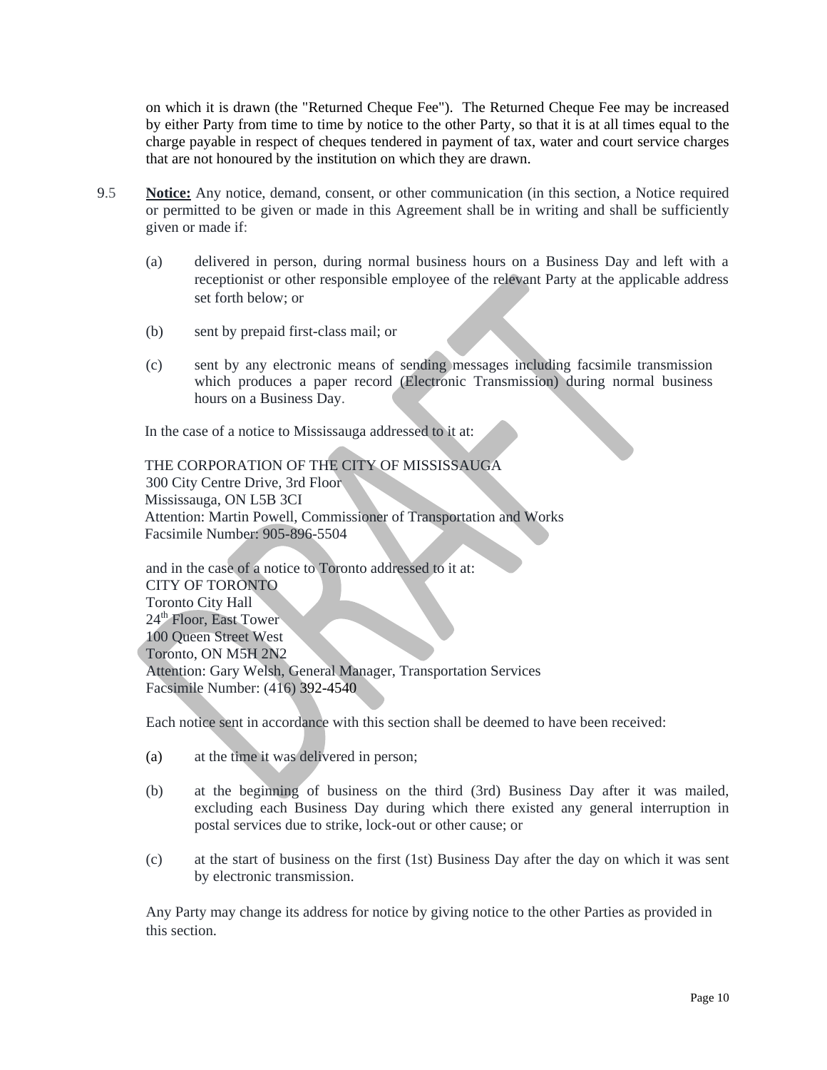on which it is drawn (the "Returned Cheque Fee"). The Returned Cheque Fee may be increased by either Party from time to time by notice to the other Party, so that it is at all times equal to the charge payable in respect of cheques tendered in payment of tax, water and court service charges that are not honoured by the institution on which they are drawn.

9.5 **Notice:** Any notice, demand, consent, or other communication (in this section, a Notice required or permitted to be given or made in this Agreement shall be in writing and shall be sufficiently given or made if:

(a) delivered in person, during normal business hours on a Business Day and left with a receptionist or other responsible employee of the relevant Party at the applicable address set forth below; or

(b) sent by prepaid first-class mail; or

(c) sent by any electronic means of sending messages including facsimile transmission which produces a paper record (Electronic Transmission) during normal business hours on a Business Day.

In the case of a notice to Mississauga addressed to it at:

THE CORPORATION OF THE CITY OF MISSISSAUGA
300 City Centre Drive, 3rd Floor
Mississauga, ON L5B 3CI
Attention: Martin Powell, Commissioner of Transportation and Works
Facsimile Number: 905-896-5504

and in the case of a notice to Toronto addressed to it at:
CITY OF TORONTO
Toronto City Hall
24th Floor, East Tower
100 Queen Street West
Toronto, ON M5H 2N2
Attention: Gary Welsh, General Manager, Transportation Services
Facsimile Number: (416) 392-4540

Each notice sent in accordance with this section shall be deemed to have been received:

(a) at the time it was delivered in person;

(b) at the beginning of business on the third (3rd) Business Day after it was mailed, excluding each Business Day during which there existed any general interruption in postal services due to strike, lock-out or other cause; or

(c) at the start of business on the first (1st) Business Day after the day on which it was sent by electronic transmission.

Any Party may change its address for notice by giving notice to the other Parties as provided in this section.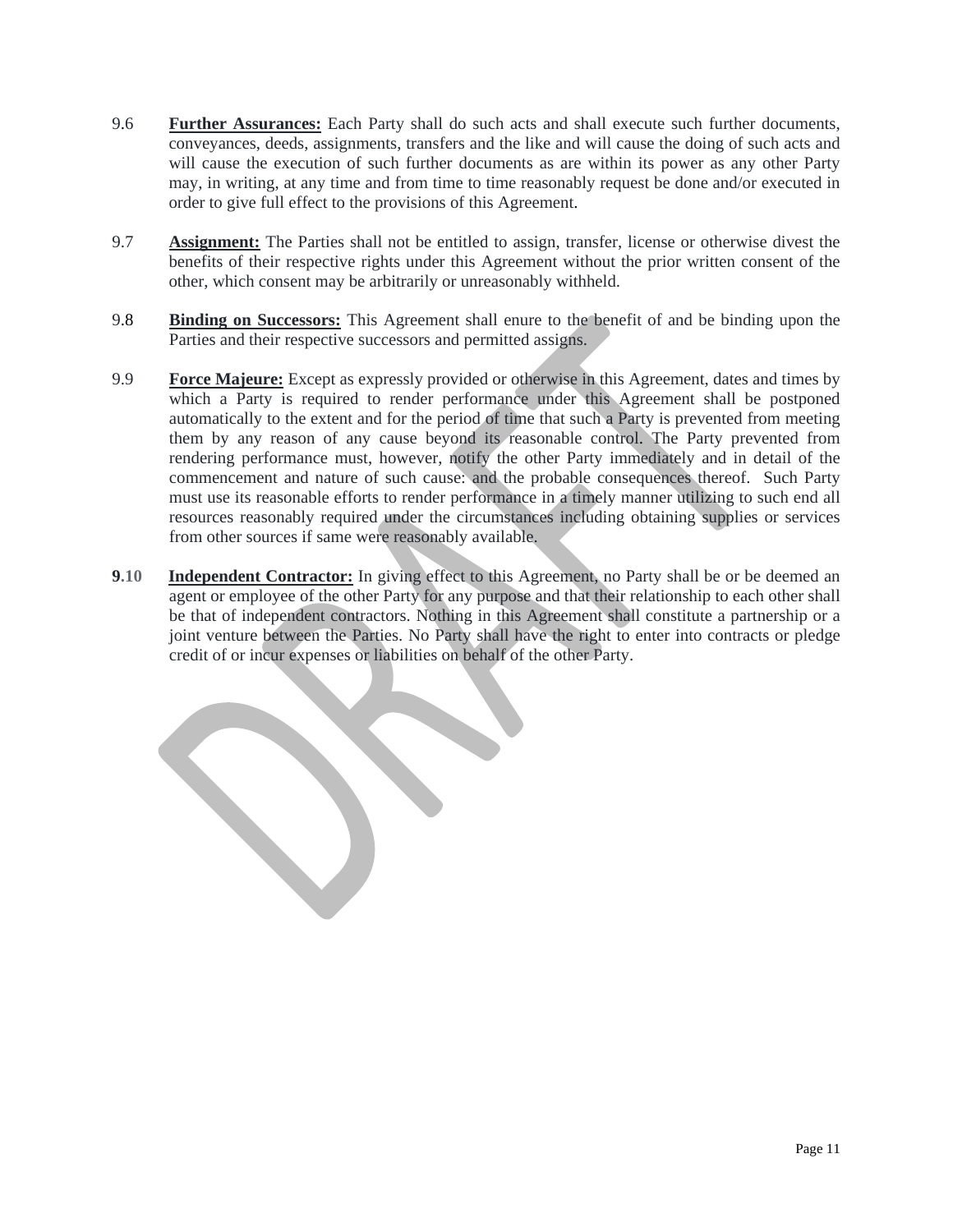9.6 **Further Assurances:** Each Party shall do such acts and shall execute such further documents, conveyances, deeds, assignments, transfers and the like and will cause the doing of such acts and will cause the execution of such further documents as are within its power as any other Party may, in writing, at any time and from time to time reasonably request be done and/or executed in order to give full effect to the provisions of this Agreement.

9.7 **Assignment:** The Parties shall not be entitled to assign, transfer, license or otherwise divest the benefits of their respective rights under this Agreement without the prior written consent of the other, which consent may be arbitrarily or unreasonably withheld.

9.8 **Binding on Successors:** This Agreement shall enure to the benefit of and be binding upon the Parties and their respective successors and permitted assigns.

9.9 **Force Majeure:** Except as expressly provided or otherwise in this Agreement, dates and times by which a Party is required to render performance under this Agreement shall be postponed automatically to the extent and for the period of time that such a Party is prevented from meeting them by any reason of any cause beyond its reasonable control. The Party prevented from rendering performance must, however, notify the other Party immediately and in detail of the commencement and nature of such cause: and the probable consequences thereof. Such Party must use its reasonable efforts to render performance in a timely manner utilizing to such end all resources reasonably required under the circumstances including obtaining supplies or services from other sources if same were reasonably available.

**9.10** **Independent Contractor:** In giving effect to this Agreement, no Party shall be or be deemed an agent or employee of the other Party for any purpose and that their relationship to each other shall be that of independent contractors. Nothing in this Agreement shall constitute a partnership or a joint venture between the Parties. No Party shall have the right to enter into contracts or pledge credit of or incur expenses or liabilities on behalf of the other Party.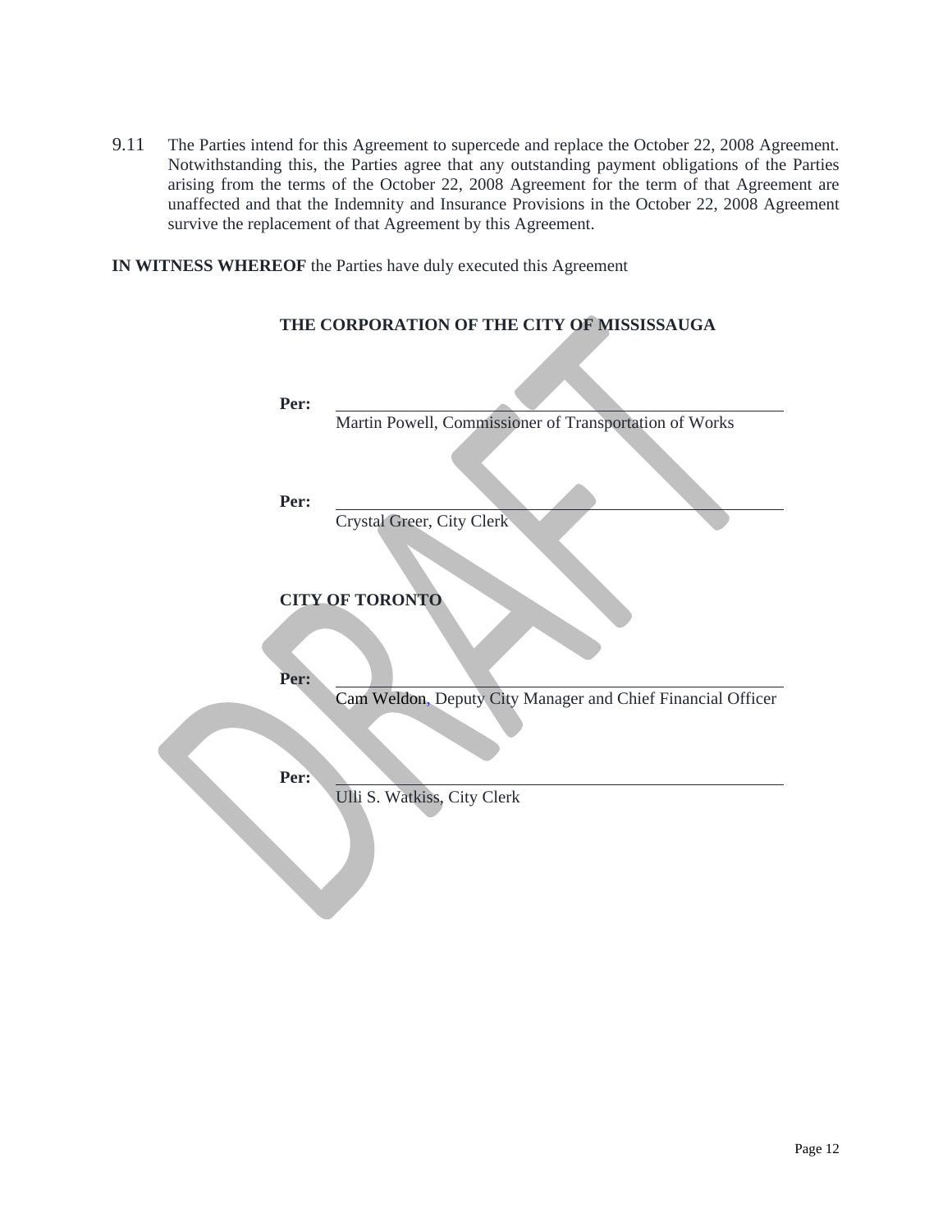9.11 The Parties intend for this Agreement to supercede and replace the October 22, 2008 Agreement. Notwithstanding this, the Parties agree that any outstanding payment obligations of the Parties arising from the terms of the October 22, 2008 Agreement for the term of that Agreement are unaffected and that the Indemnity and Insurance Provisions in the October 22, 2008 Agreement survive the replacement of that Agreement by this Agreement.

**IN WITNESS WHEREOF** the Parties have duly executed this Agreement

**THE CORPORATION OF THE CITY OF MISSISSAUGA**

**Per:** ______________________________
Martin Powell, Commissioner of Transportation of Works

**Per:** ______________________________
Crystal Greer, City Clerk

**CITY OF TORONTO**

**Per:** ______________________________
Cam Weldon, Deputy City Manager and Chief Financial Officer

**Per:** ______________________________
Ulli S. Watkiss, City Clerk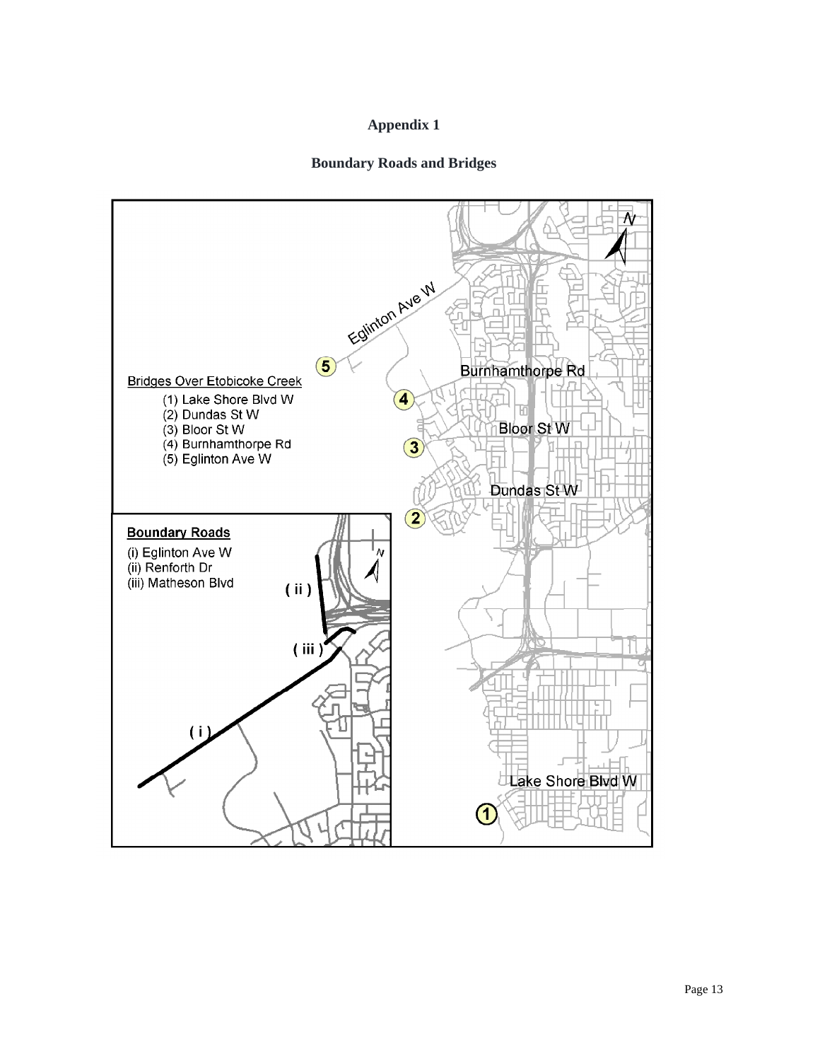# Appendix 1

## Boundary Roads and Bridges

Eglinton Ave W

Burnhamthorpe Rd

Bloor St W

Dundas St W

Lake Shore Blvd W

Bridges Over Etobicoke Creek

(1) Lake Shore Blvd W
(2) Dundas St W
(3) Bloor St W
(4) Burnhamthorpe Rd
(5) Eglinton Ave W

Boundary Roads

(i) Eglinton Ave W
(ii) Renforth Dr
(iii) Matheson Blvd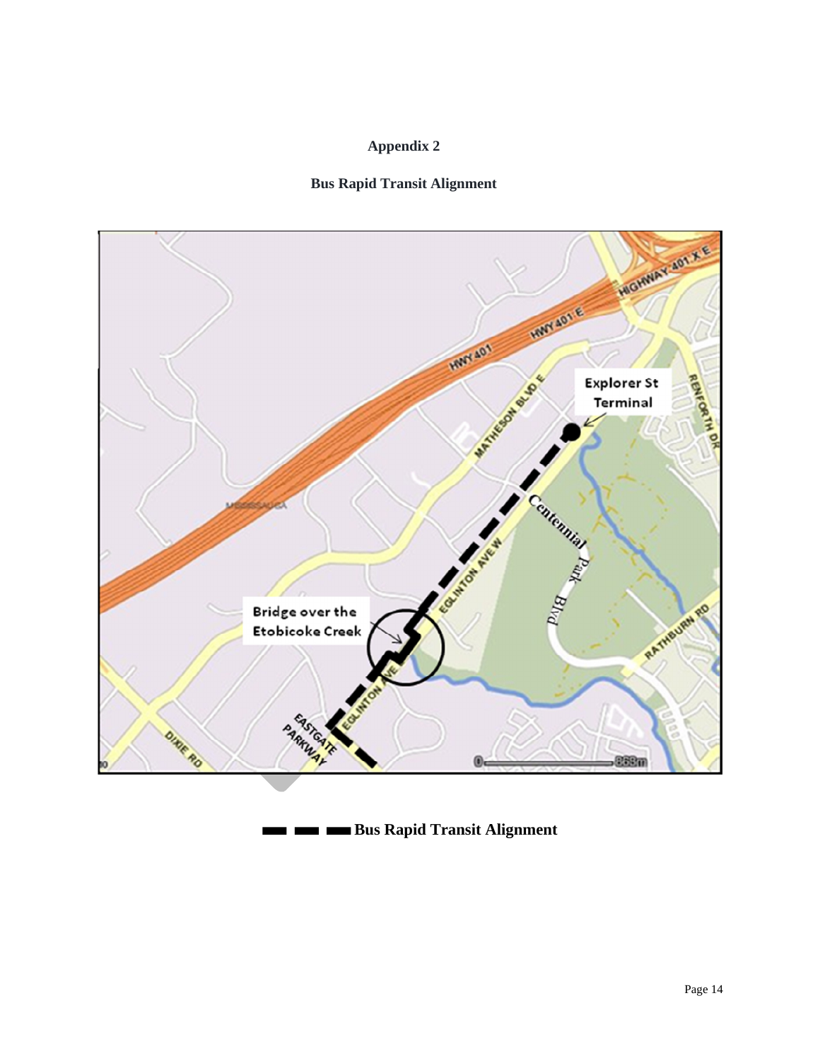# Appendix 2

## Bus Rapid Transit Alignment

Bus Rapid Transit Alignment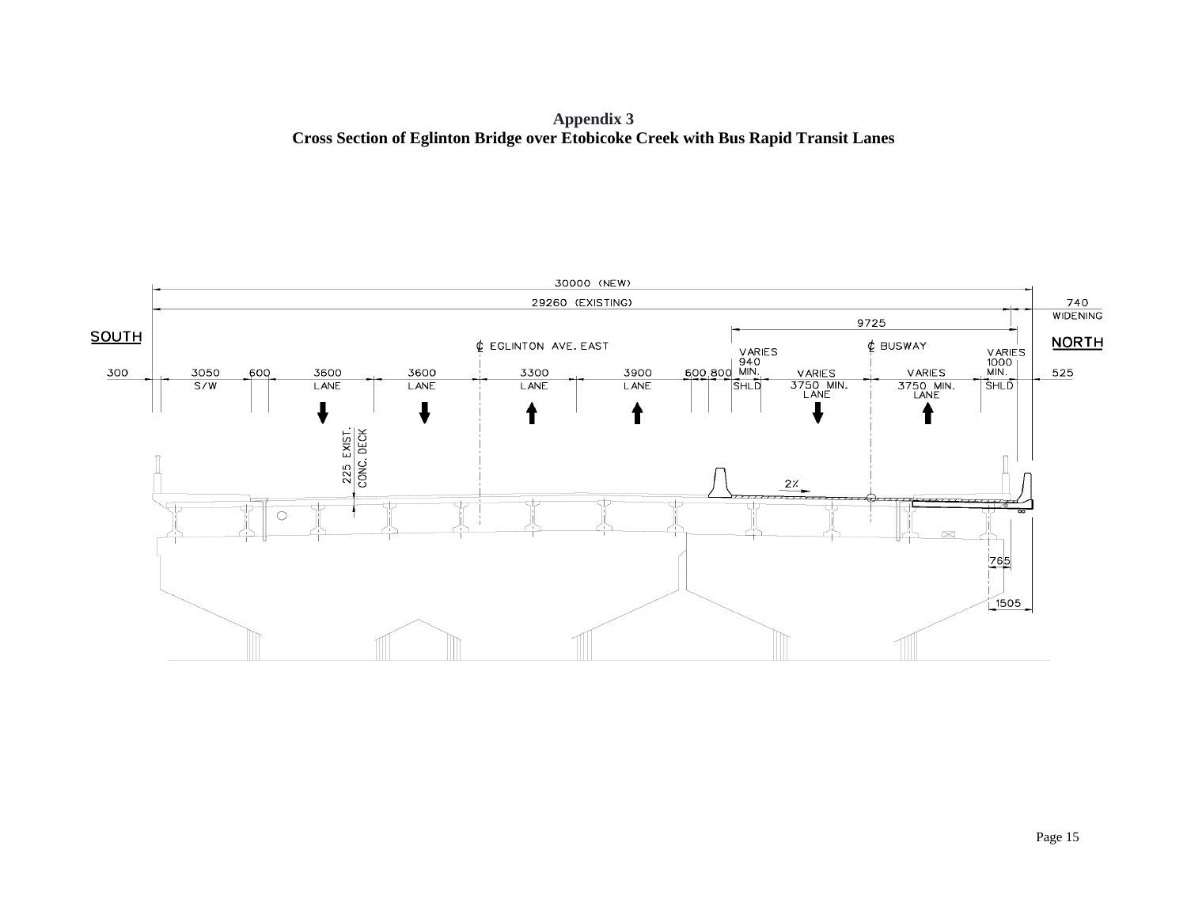**Appendix 3**
**Cross Section of Eglinton Bridge over Etobicoke Creek with Bus Rapid Transit Lanes**

30000 (NEW)

29260 (EXISTING)

740 WIDENING

9725

SOUTH

NORTH

℄ EGLINTON AVE. EAST

℄ BUSWAY

300

3050 S/W

600

3600 LANE

3600 LANE

3300 LANE

3900 LANE

600

800

VARIES 940 MIN. SHLD

VARIES 3750 MIN. LANE

VARIES 3750 MIN. LANE

VARIES 1000 MIN. SHLD

525

225 EXIST. CONC. DECK

2%

765

1505